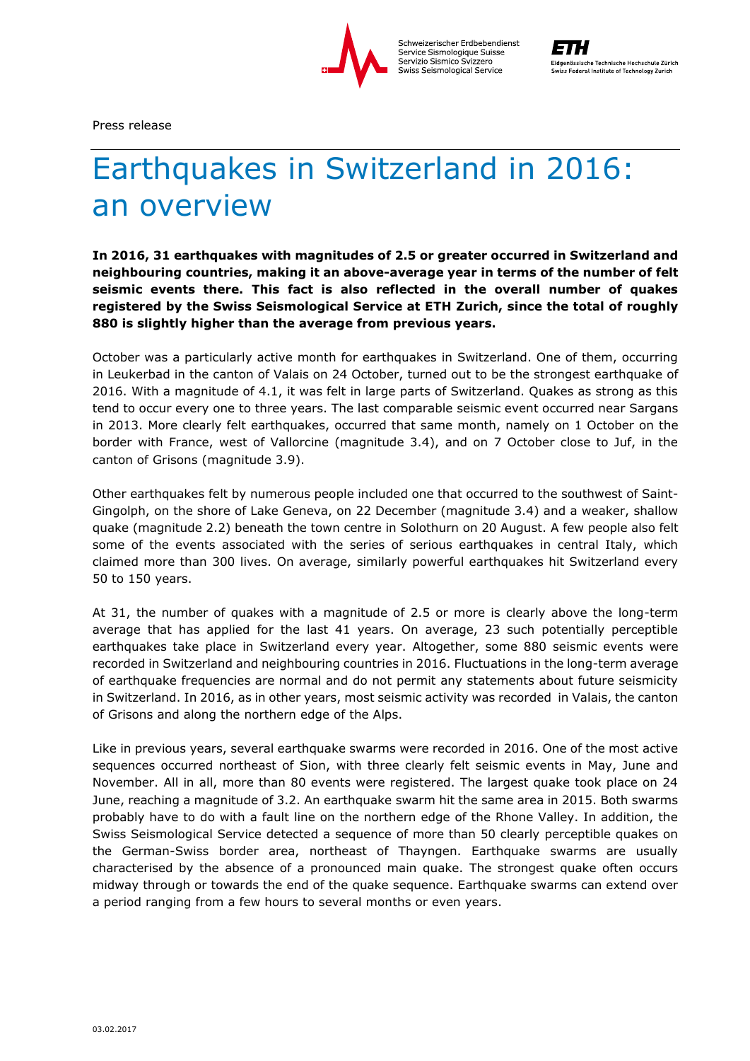Press release

# Earthquakes in Switzerland in 2016: an overview

**In 2016, 31 earthquakes with magnitudes of 2.5 or greater occurred in Switzerland and neighbouring countries, making it an above-average year in terms of the number of felt seismic events there. This fact is also reflected in the overall number of quakes registered by the Swiss Seismological Service at ETH Zurich, since the total of roughly 880 is slightly higher than the average from previous years.**

October was a particularly active month for earthquakes in Switzerland. One of them, occurring in Leukerbad in the canton of Valais on 24 October, turned out to be the strongest earthquake of 2016. With a magnitude of 4.1, it was felt in large parts of Switzerland. Quakes as strong as this tend to occur every one to three years. The last comparable seismic event occurred near Sargans in 2013. More clearly felt earthquakes, occurred that same month, namely on 1 October on the border with France, west of Vallorcine (magnitude 3.4), and on 7 October close to Juf, in the canton of Grisons (magnitude 3.9).

Other earthquakes felt by numerous people included one that occurred to the southwest of Saint-Gingolph, on the shore of Lake Geneva, on 22 December (magnitude 3.4) and a weaker, shallow quake (magnitude 2.2) beneath the town centre in Solothurn on 20 August. A few people also felt some of the events associated with the series of serious earthquakes in central Italy, which claimed more than 300 lives. On average, similarly powerful earthquakes hit Switzerland every 50 to 150 years.

At 31, the number of quakes with a magnitude of 2.5 or more is clearly above the long-term average that has applied for the last 41 years. On average, 23 such potentially perceptible earthquakes take place in Switzerland every year. Altogether, some 880 seismic events were recorded in Switzerland and neighbouring countries in 2016. Fluctuations in the long-term average of earthquake frequencies are normal and do not permit any statements about future seismicity in Switzerland. In 2016, as in other years, most seismic activity was recorded in Valais, the canton of Grisons and along the northern edge of the Alps.

Like in previous years, several earthquake swarms were recorded in 2016. One of the most active sequences occurred northeast of Sion, with three clearly felt seismic events in May, June and November. All in all, more than 80 events were registered. The largest quake took place on 24 June, reaching a magnitude of 3.2. An earthquake swarm hit the same area in 2015. Both swarms probably have to do with a fault line on the northern edge of the Rhone Valley. In addition, the Swiss Seismological Service detected a sequence of more than 50 clearly perceptible quakes on the German-Swiss border area, northeast of Thayngen. Earthquake swarms are usually characterised by the absence of a pronounced main quake. The strongest quake often occurs midway through or towards the end of the quake sequence. Earthquake swarms can extend over a period ranging from a few hours to several months or even years.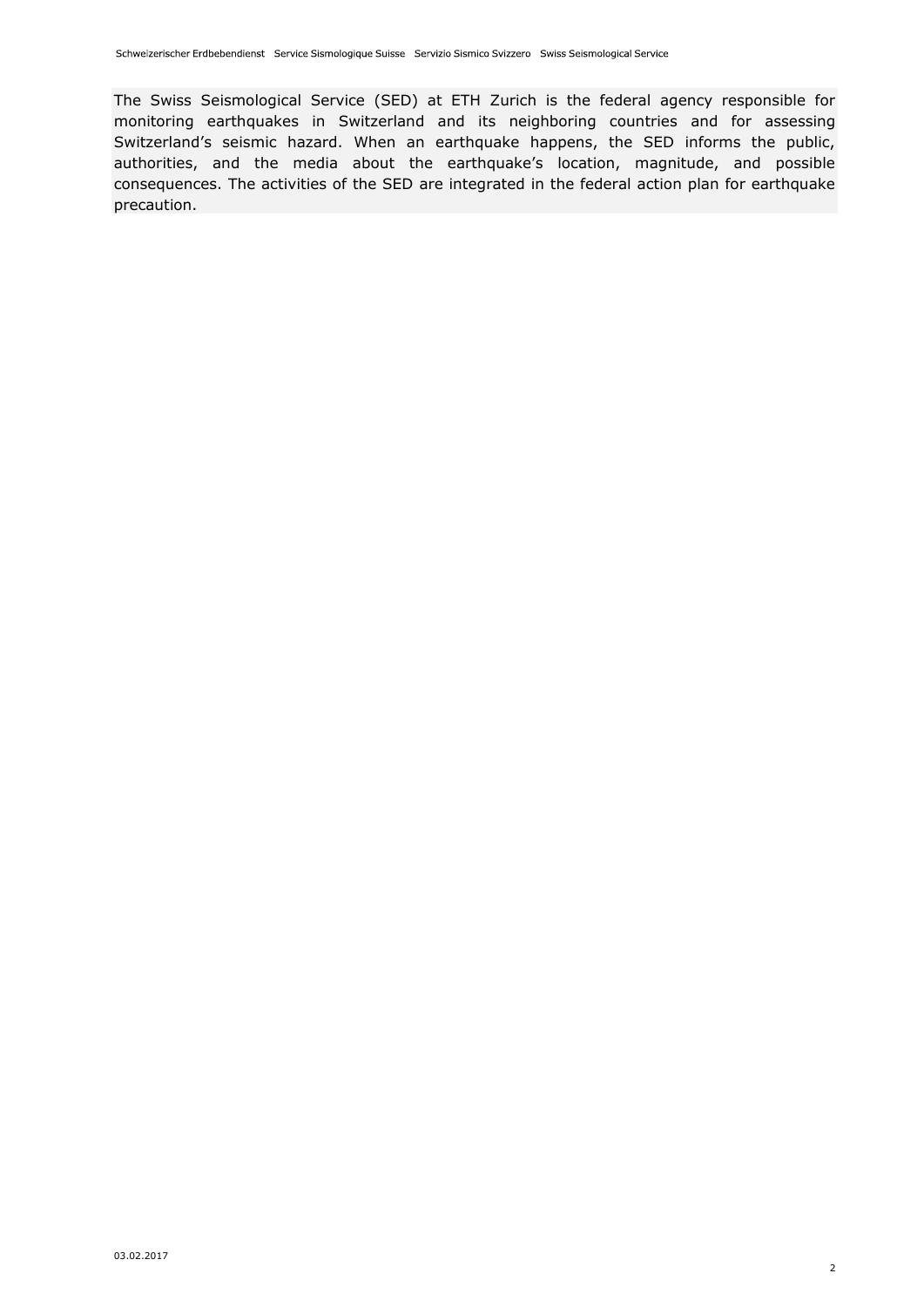The Swiss Seismological Service (SED) at ETH Zurich is the federal agency responsible for monitoring earthquakes in Switzerland and its neighboring countries and for assessing Switzerland's seismic hazard. When an earthquake happens, the SED informs the public, authorities, and the media about the earthquake's location, magnitude, and possible consequences. The activities of the SED are integrated in the federal action plan for earthquake precaution.

03.02.2017